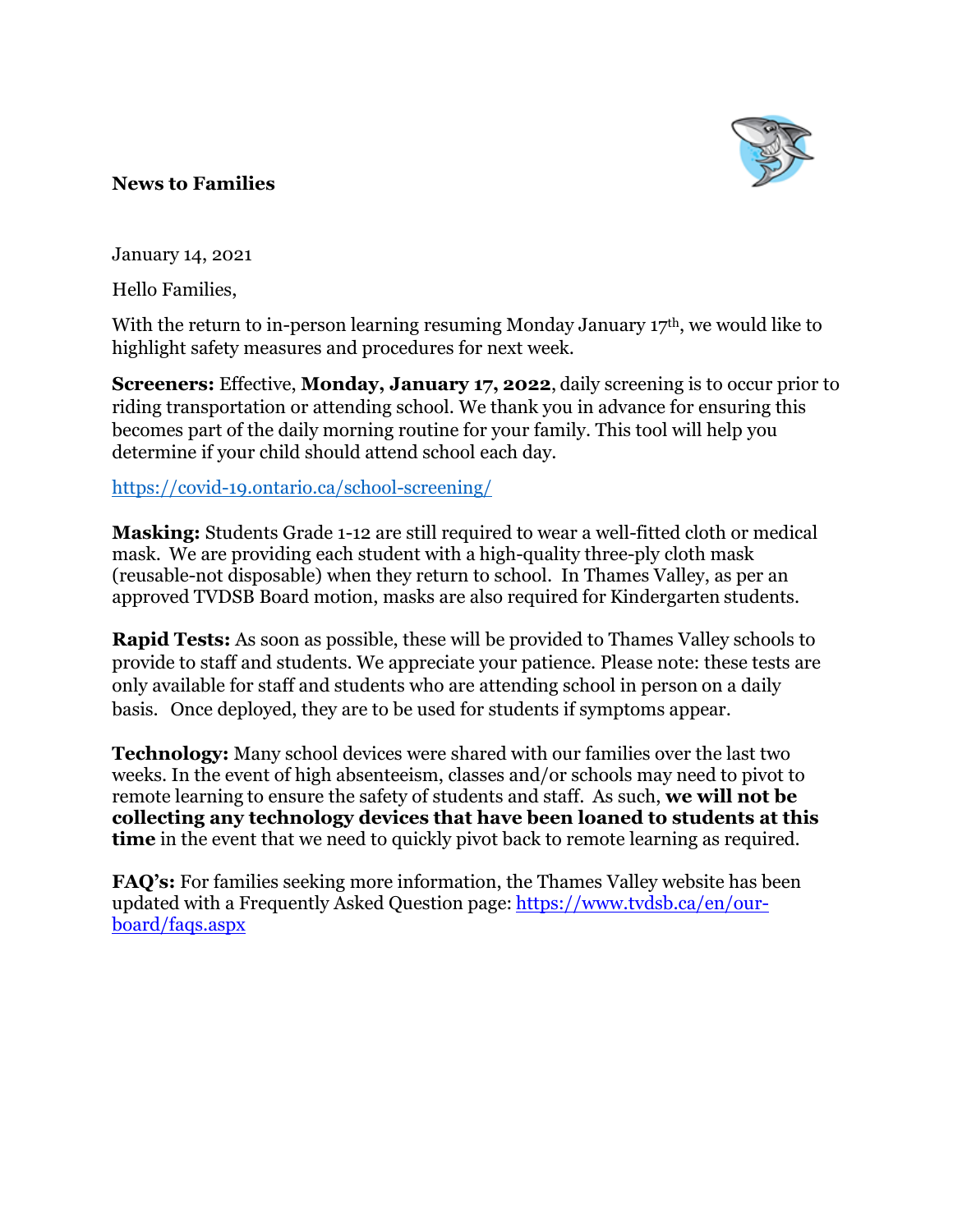**News to Families**

January 14, 2021

Hello Families,

With the return to in-person learning resuming Monday January 17th, we would like to highlight safety measures and procedures for next week.

**Screeners:** Effective, **Monday, January 17, 2022**, daily screening is to occur prior to riding transportation or attending school. We thank you in advance for ensuring this becomes part of the daily morning routine for your family. This tool will help you determine if your child should attend school each day.

[https://covid-19.ontario.ca/school-screening/](https://covid-19.ontario.ca/school-screening/)

**Masking:** Students Grade 1-12 are still required to wear a well-fitted cloth or medical mask. We are providing each student with a high-quality three-ply cloth mask (reusable-not disposable) when they return to school. In Thames Valley, as per an approved TVDSB Board motion, masks are also required for Kindergarten students.

**Rapid Tests:** As soon as possible, these will be provided to Thames Valley schools to provide to staff and students. We appreciate your patience. Please note: these tests are only available for staff and students who are attending school in person on a daily basis. Once deployed, they are to be used for students if symptoms appear.

**Technology:** Many school devices were shared with our families over the last two weeks. In the event of high absenteeism, classes and/or schools may need to pivot to remote learning to ensure the safety of students and staff. As such, **we will not be collecting any technology devices that have been loaned to students at this time** in the event that we need to quickly pivot back to remote learning as required.

**FAQ's:** For families seeking more information, the Thames Valley website has been updated with a Frequently Asked Question page: [https://www.tvdsb.ca/en/our-board/faqs.aspx](https://www.tvdsb.ca/en/our-board/faqs.aspx)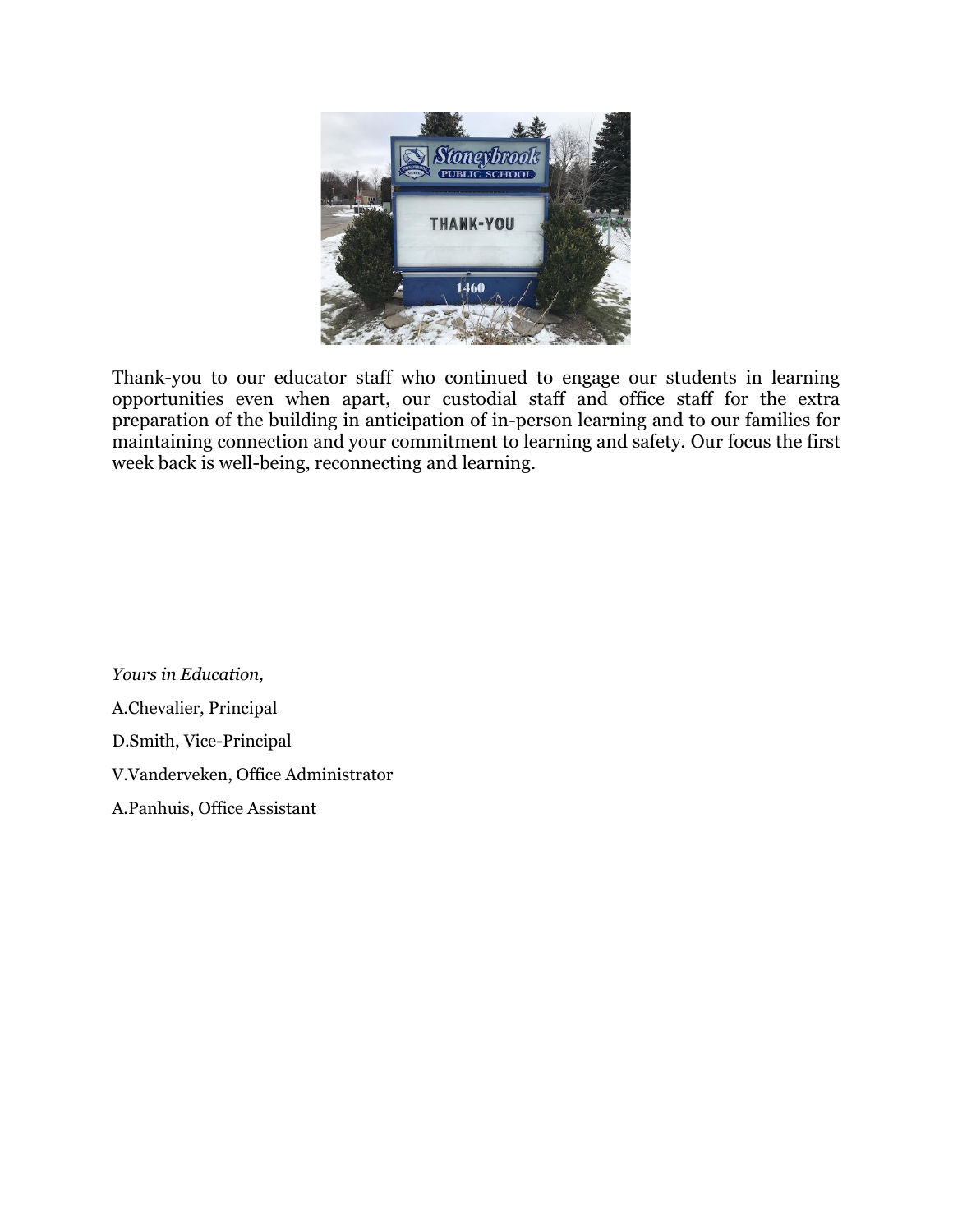Thank-you to our educator staff who continued to engage our students in learning opportunities even when apart, our custodial staff and office staff for the extra preparation of the building in anticipation of in-person learning and to our families for maintaining connection and your commitment to learning and safety. Our focus the first week back is well-being, reconnecting and learning.

*Yours in Education,*

A.Chevalier, Principal

D.Smith, Vice-Principal

V.Vanderveken, Office Administrator

A.Panhuis, Office Assistant